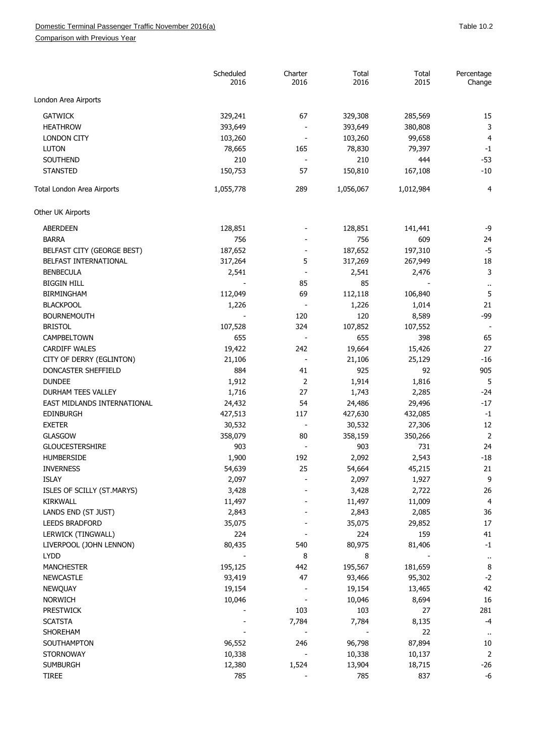Domestic Terminal Passenger Traffic November 2016(a)

Comparison with Previous Year

Table 10.2

| | Scheduled 2016 | Charter 2016 | Total 2016 | Total 2015 | Percentage Change |
|---|---|---|---|---|---|
| London Area Airports | | | | | |
| GATWICK | 329,241 | 67 | 329,308 | 285,569 | 15 |
| HEATHROW | 393,649 | - | 393,649 | 380,808 | 3 |
| LONDON CITY | 103,260 | - | 103,260 | 99,658 | 4 |
| LUTON | 78,665 | 165 | 78,830 | 79,397 | -1 |
| SOUTHEND | 210 | - | 210 | 444 | -53 |
| STANSTED | 150,753 | 57 | 150,810 | 167,108 | -10 |
| Total London Area Airports | 1,055,778 | 289 | 1,056,067 | 1,012,984 | 4 |
| Other UK Airports | | | | | |
| ABERDEEN | 128,851 | - | 128,851 | 141,441 | -9 |
| BARRA | 756 | - | 756 | 609 | 24 |
| BELFAST CITY (GEORGE BEST) | 187,652 | - | 187,652 | 197,310 | -5 |
| BELFAST INTERNATIONAL | 317,264 | 5 | 317,269 | 267,949 | 18 |
| BENBECULA | 2,541 | - | 2,541 | 2,476 | 3 |
| BIGGIN HILL | - | 85 | 85 | - | .. |
| BIRMINGHAM | 112,049 | 69 | 112,118 | 106,840 | 5 |
| BLACKPOOL | 1,226 | - | 1,226 | 1,014 | 21 |
| BOURNEMOUTH | - | 120 | 120 | 8,589 | -99 |
| BRISTOL | 107,528 | 324 | 107,852 | 107,552 | - |
| CAMPBELTOWN | 655 | - | 655 | 398 | 65 |
| CARDIFF WALES | 19,422 | 242 | 19,664 | 15,426 | 27 |
| CITY OF DERRY (EGLINTON) | 21,106 | - | 21,106 | 25,129 | -16 |
| DONCASTER SHEFFIELD | 884 | 41 | 925 | 92 | 905 |
| DUNDEE | 1,912 | 2 | 1,914 | 1,816 | 5 |
| DURHAM TEES VALLEY | 1,716 | 27 | 1,743 | 2,285 | -24 |
| EAST MIDLANDS INTERNATIONAL | 24,432 | 54 | 24,486 | 29,496 | -17 |
| EDINBURGH | 427,513 | 117 | 427,630 | 432,085 | -1 |
| EXETER | 30,532 | - | 30,532 | 27,306 | 12 |
| GLASGOW | 358,079 | 80 | 358,159 | 350,266 | 2 |
| GLOUCESTERSHIRE | 903 | - | 903 | 731 | 24 |
| HUMBERSIDE | 1,900 | 192 | 2,092 | 2,543 | -18 |
| INVERNESS | 54,639 | 25 | 54,664 | 45,215 | 21 |
| ISLAY | 2,097 | - | 2,097 | 1,927 | 9 |
| ISLES OF SCILLY (ST.MARYS) | 3,428 | - | 3,428 | 2,722 | 26 |
| KIRKWALL | 11,497 | - | 11,497 | 11,009 | 4 |
| LANDS END (ST JUST) | 2,843 | - | 2,843 | 2,085 | 36 |
| LEEDS BRADFORD | 35,075 | - | 35,075 | 29,852 | 17 |
| LERWICK (TINGWALL) | 224 | - | 224 | 159 | 41 |
| LIVERPOOL (JOHN LENNON) | 80,435 | 540 | 80,975 | 81,406 | -1 |
| LYDD | - | 8 | 8 | - | .. |
| MANCHESTER | 195,125 | 442 | 195,567 | 181,659 | 8 |
| NEWCASTLE | 93,419 | 47 | 93,466 | 95,302 | -2 |
| NEWQUAY | 19,154 | - | 19,154 | 13,465 | 42 |
| NORWICH | 10,046 | - | 10,046 | 8,694 | 16 |
| PRESTWICK | - | 103 | 103 | 27 | 281 |
| SCATSTA | - | 7,784 | 7,784 | 8,135 | -4 |
| SHOREHAM | - | - | - | 22 | .. |
| SOUTHAMPTON | 96,552 | 246 | 96,798 | 87,894 | 10 |
| STORNOWAY | 10,338 | - | 10,338 | 10,137 | 2 |
| SUMBURGH | 12,380 | 1,524 | 13,904 | 18,715 | -26 |
| TIREE | 785 | - | 785 | 837 | -6 |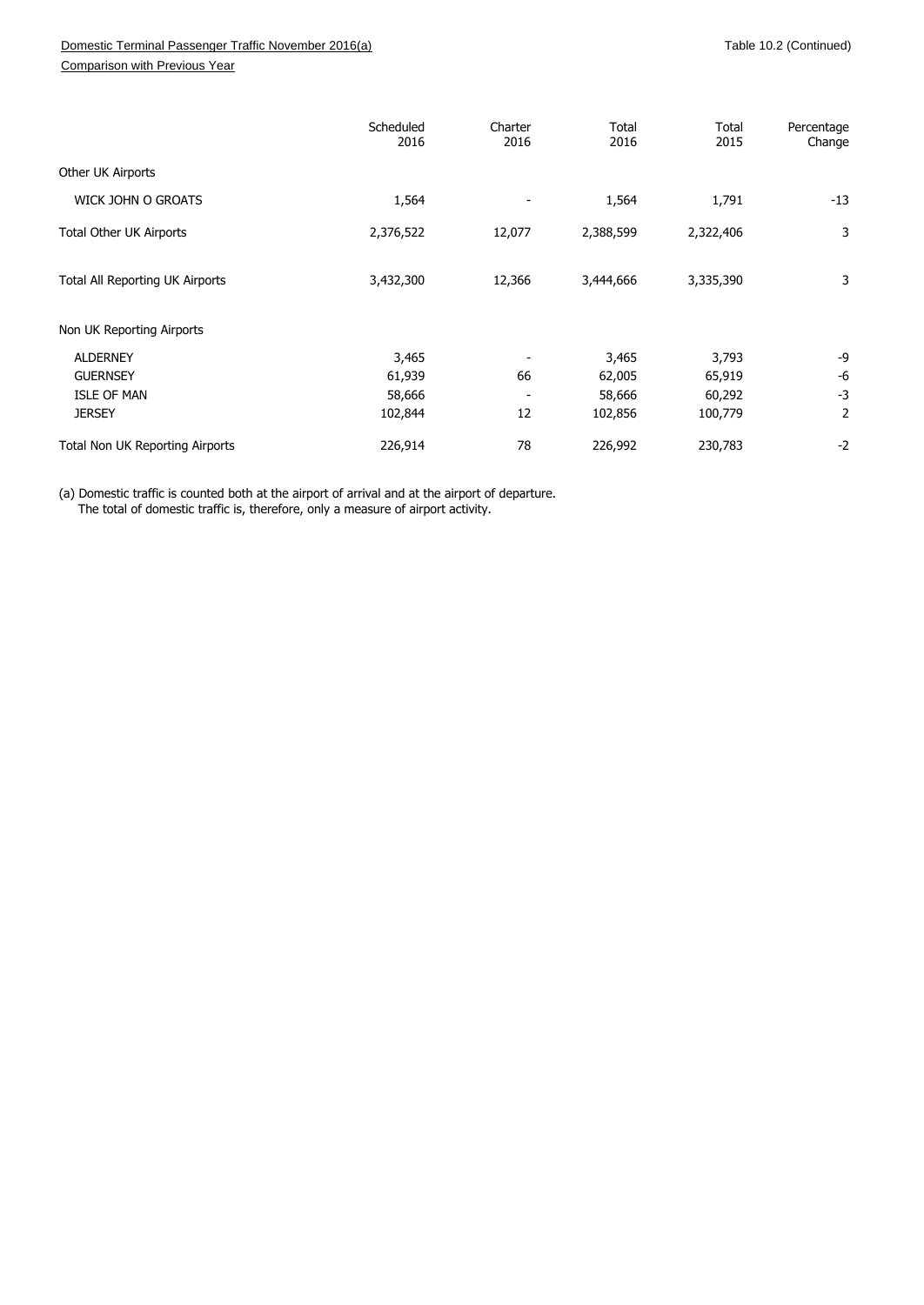Domestic Terminal Passenger Traffic November 2016(a)

Comparison with Previous Year

Table 10.2 (Continued)

| | Scheduled 2016 | Charter 2016 | Total 2016 | Total 2015 | Percentage Change |
|---|---|---|---|---|---|
| Other UK Airports | | | | | |
| WICK JOHN O GROATS | 1,564 | - | 1,564 | 1,791 | -13 |
| Total Other UK Airports | 2,376,522 | 12,077 | 2,388,599 | 2,322,406 | 3 |
| Total All Reporting UK Airports | 3,432,300 | 12,366 | 3,444,666 | 3,335,390 | 3 |
| Non UK Reporting Airports | | | | | |
| ALDERNEY | 3,465 | - | 3,465 | 3,793 | -9 |
| GUERNSEY | 61,939 | 66 | 62,005 | 65,919 | -6 |
| ISLE OF MAN | 58,666 | - | 58,666 | 60,292 | -3 |
| JERSEY | 102,844 | 12 | 102,856 | 100,779 | 2 |
| Total Non UK Reporting Airports | 226,914 | 78 | 226,992 | 230,783 | -2 |

(a) Domestic traffic is counted both at the airport of arrival and at the airport of departure.
The total of domestic traffic is, therefore, only a measure of airport activity.